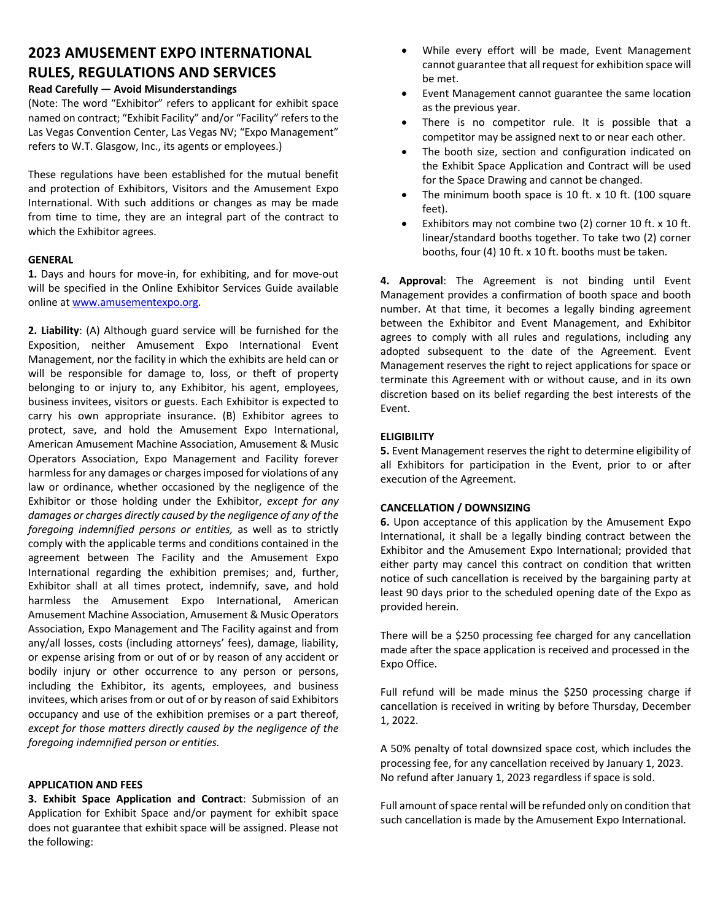# 2023 AMUSEMENT EXPO INTERNATIONAL RULES, REGULATIONS AND SERVICES

**Read Carefully — Avoid Misunderstandings**

(Note: The word "Exhibitor" refers to applicant for exhibit space named on contract; "Exhibit Facility" and/or "Facility" refers to the Las Vegas Convention Center, Las Vegas NV; "Expo Management" refers to W.T. Glasgow, Inc., its agents or employees.)

These regulations have been established for the mutual benefit and protection of Exhibitors, Visitors and the Amusement Expo International. With such additions or changes as may be made from time to time, they are an integral part of the contract to which the Exhibitor agrees.

## GENERAL

**1.** Days and hours for move-in, for exhibiting, and for move-out will be specified in the Online Exhibitor Services Guide available online at www.amusementexpo.org.

**2. Liability**: (A) Although guard service will be furnished for the Exposition, neither Amusement Expo International Event Management, nor the facility in which the exhibits are held can or will be responsible for damage to, loss, or theft of property belonging to or injury to, any Exhibitor, his agent, employees, business invitees, visitors or guests. Each Exhibitor is expected to carry his own appropriate insurance. (B) Exhibitor agrees to protect, save, and hold the Amusement Expo International, American Amusement Machine Association, Amusement & Music Operators Association, Expo Management and Facility forever harmless for any damages or charges imposed for violations of any law or ordinance, whether occasioned by the negligence of the Exhibitor or those holding under the Exhibitor, *except for any damages or charges directly caused by the negligence of any of the foregoing indemnified persons or entities,* as well as to strictly comply with the applicable terms and conditions contained in the agreement between The Facility and the Amusement Expo International regarding the exhibition premises; and, further, Exhibitor shall at all times protect, indemnify, save, and hold harmless the Amusement Expo International, American Amusement Machine Association, Amusement & Music Operators Association, Expo Management and The Facility against and from any/all losses, costs (including attorneys' fees), damage, liability, or expense arising from or out of or by reason of any accident or bodily injury or other occurrence to any person or persons, including the Exhibitor, its agents, employees, and business invitees, which arises from or out of or by reason of said Exhibitors occupancy and use of the exhibition premises or a part thereof, *except for those matters directly caused by the negligence of the foregoing indemnified person or entities.*

## APPLICATION AND FEES

**3. Exhibit Space Application and Contract**: Submission of an Application for Exhibit Space and/or payment for exhibit space does not guarantee that exhibit space will be assigned. Please not the following:

- While every effort will be made, Event Management cannot guarantee that all request for exhibition space will be met.
- Event Management cannot guarantee the same location as the previous year.
- There is no competitor rule. It is possible that a competitor may be assigned next to or near each other.
- The booth size, section and configuration indicated on the Exhibit Space Application and Contract will be used for the Space Drawing and cannot be changed.
- The minimum booth space is 10 ft. x 10 ft. (100 square feet).
- Exhibitors may not combine two (2) corner 10 ft. x 10 ft. linear/standard booths together. To take two (2) corner booths, four (4) 10 ft. x 10 ft. booths must be taken.

**4. Approval**: The Agreement is not binding until Event Management provides a confirmation of booth space and booth number. At that time, it becomes a legally binding agreement between the Exhibitor and Event Management, and Exhibitor agrees to comply with all rules and regulations, including any adopted subsequent to the date of the Agreement. Event Management reserves the right to reject applications for space or terminate this Agreement with or without cause, and in its own discretion based on its belief regarding the best interests of the Event.

## ELIGIBILITY

**5.** Event Management reserves the right to determine eligibility of all Exhibitors for participation in the Event, prior to or after execution of the Agreement.

## CANCELLATION / DOWNSIZING

**6.** Upon acceptance of this application by the Amusement Expo International, it shall be a legally binding contract between the Exhibitor and the Amusement Expo International; provided that either party may cancel this contract on condition that written notice of such cancellation is received by the bargaining party at least 90 days prior to the scheduled opening date of the Expo as provided herein.

There will be a $250 processing fee charged for any cancellation made after the space application is received and processed in the Expo Office.

Full refund will be made minus the $250 processing charge if cancellation is received in writing by before Thursday, December 1, 2022.

A 50% penalty of total downsized space cost, which includes the processing fee, for any cancellation received by January 1, 2023. No refund after January 1, 2023 regardless if space is sold.

Full amount of space rental will be refunded only on condition that such cancellation is made by the Amusement Expo International.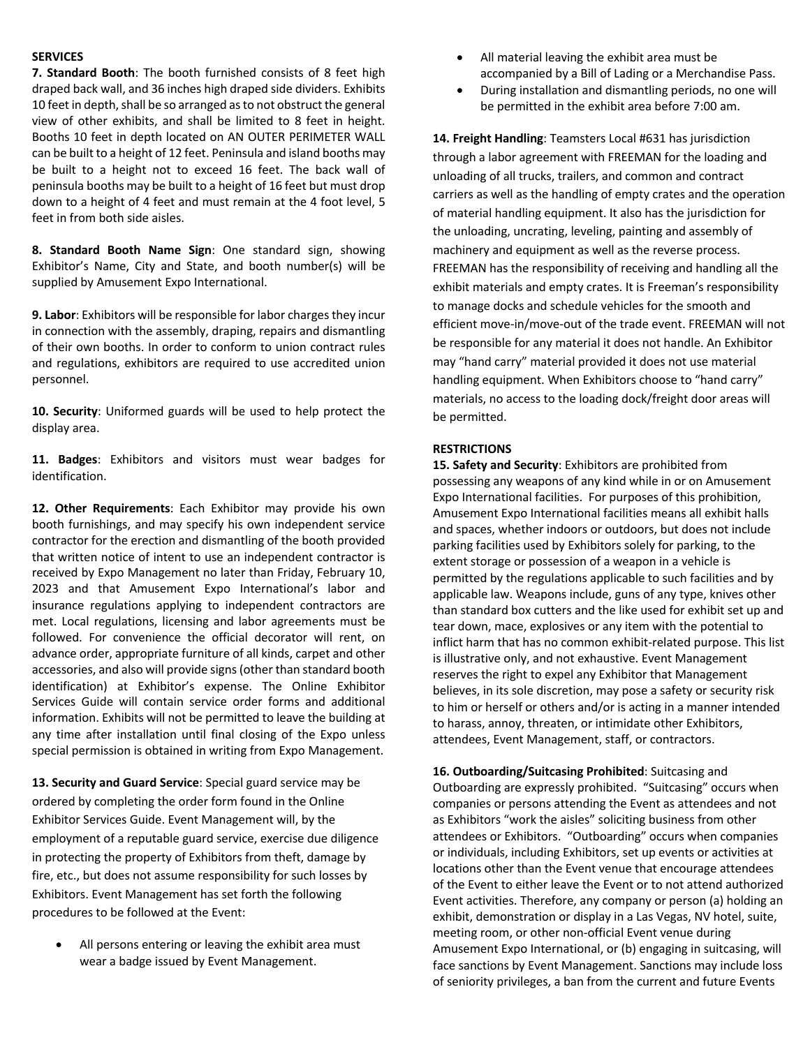## SERVICES

**7. Standard Booth**: The booth furnished consists of 8 feet high draped back wall, and 36 inches high draped side dividers. Exhibits 10 feet in depth, shall be so arranged as to not obstruct the general view of other exhibits, and shall be limited to 8 feet in height. Booths 10 feet in depth located on AN OUTER PERIMETER WALL can be built to a height of 12 feet. Peninsula and island booths may be built to a height not to exceed 16 feet. The back wall of peninsula booths may be built to a height of 16 feet but must drop down to a height of 4 feet and must remain at the 4 foot level, 5 feet in from both side aisles.

**8. Standard Booth Name Sign**: One standard sign, showing Exhibitor's Name, City and State, and booth number(s) will be supplied by Amusement Expo International.

**9. Labor**: Exhibitors will be responsible for labor charges they incur in connection with the assembly, draping, repairs and dismantling of their own booths. In order to conform to union contract rules and regulations, exhibitors are required to use accredited union personnel.

**10. Security**: Uniformed guards will be used to help protect the display area.

**11. Badges**: Exhibitors and visitors must wear badges for identification.

**12. Other Requirements**: Each Exhibitor may provide his own booth furnishings, and may specify his own independent service contractor for the erection and dismantling of the booth provided that written notice of intent to use an independent contractor is received by Expo Management no later than Friday, February 10, 2023 and that Amusement Expo International's labor and insurance regulations applying to independent contractors are met. Local regulations, licensing and labor agreements must be followed. For convenience the official decorator will rent, on advance order, appropriate furniture of all kinds, carpet and other accessories, and also will provide signs (other than standard booth identification) at Exhibitor's expense. The Online Exhibitor Services Guide will contain service order forms and additional information. Exhibits will not be permitted to leave the building at any time after installation until final closing of the Expo unless special permission is obtained in writing from Expo Management.

**13. Security and Guard Service**: Special guard service may be ordered by completing the order form found in the Online Exhibitor Services Guide. Event Management will, by the employment of a reputable guard service, exercise due diligence in protecting the property of Exhibitors from theft, damage by fire, etc., but does not assume responsibility for such losses by Exhibitors. Event Management has set forth the following procedures to be followed at the Event:

- All persons entering or leaving the exhibit area must wear a badge issued by Event Management.
- All material leaving the exhibit area must be accompanied by a Bill of Lading or a Merchandise Pass.
- During installation and dismantling periods, no one will be permitted in the exhibit area before 7:00 am.

**14. Freight Handling**: Teamsters Local #631 has jurisdiction through a labor agreement with FREEMAN for the loading and unloading of all trucks, trailers, and common and contract carriers as well as the handling of empty crates and the operation of material handling equipment. It also has the jurisdiction for the unloading, uncrating, leveling, painting and assembly of machinery and equipment as well as the reverse process. FREEMAN has the responsibility of receiving and handling all the exhibit materials and empty crates. It is Freeman's responsibility to manage docks and schedule vehicles for the smooth and efficient move-in/move-out of the trade event. FREEMAN will not be responsible for any material it does not handle. An Exhibitor may "hand carry" material provided it does not use material handling equipment. When Exhibitors choose to "hand carry" materials, no access to the loading dock/freight door areas will be permitted.

## RESTRICTIONS

**15. Safety and Security**: Exhibitors are prohibited from possessing any weapons of any kind while in or on Amusement Expo International facilities. For purposes of this prohibition, Amusement Expo International facilities means all exhibit halls and spaces, whether indoors or outdoors, but does not include parking facilities used by Exhibitors solely for parking, to the extent storage or possession of a weapon in a vehicle is permitted by the regulations applicable to such facilities and by applicable law. Weapons include, guns of any type, knives other than standard box cutters and the like used for exhibit set up and tear down, mace, explosives or any item with the potential to inflict harm that has no common exhibit-related purpose. This list is illustrative only, and not exhaustive. Event Management reserves the right to expel any Exhibitor that Management believes, in its sole discretion, may pose a safety or security risk to him or herself or others and/or is acting in a manner intended to harass, annoy, threaten, or intimidate other Exhibitors, attendees, Event Management, staff, or contractors.

**16. Outboarding/Suitcasing Prohibited**: Suitcasing and Outboarding are expressly prohibited. "Suitcasing" occurs when companies or persons attending the Event as attendees and not as Exhibitors "work the aisles" soliciting business from other attendees or Exhibitors. "Outboarding" occurs when companies or individuals, including Exhibitors, set up events or activities at locations other than the Event venue that encourage attendees of the Event to either leave the Event or to not attend authorized Event activities. Therefore, any company or person (a) holding an exhibit, demonstration or display in a Las Vegas, NV hotel, suite, meeting room, or other non-official Event venue during Amusement Expo International, or (b) engaging in suitcasing, will face sanctions by Event Management. Sanctions may include loss of seniority privileges, a ban from the current and future Events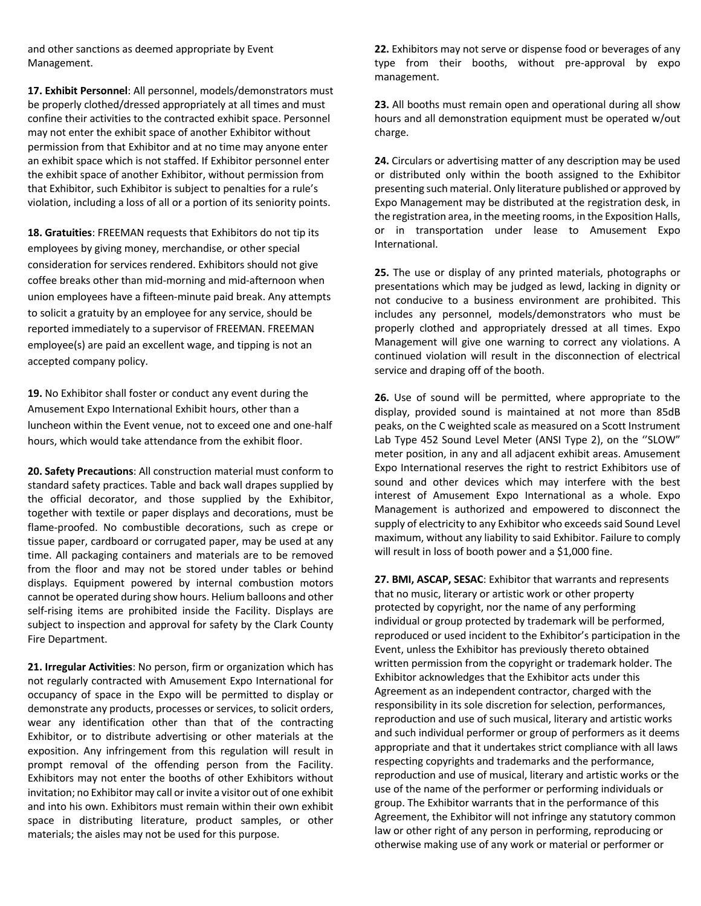and other sanctions as deemed appropriate by Event Management.

**17. Exhibit Personnel**: All personnel, models/demonstrators must be properly clothed/dressed appropriately at all times and must confine their activities to the contracted exhibit space. Personnel may not enter the exhibit space of another Exhibitor without permission from that Exhibitor and at no time may anyone enter an exhibit space which is not staffed. If Exhibitor personnel enter the exhibit space of another Exhibitor, without permission from that Exhibitor, such Exhibitor is subject to penalties for a rule's violation, including a loss of all or a portion of its seniority points.

**18. Gratuities**: FREEMAN requests that Exhibitors do not tip its employees by giving money, merchandise, or other special consideration for services rendered. Exhibitors should not give coffee breaks other than mid-morning and mid-afternoon when union employees have a fifteen-minute paid break. Any attempts to solicit a gratuity by an employee for any service, should be reported immediately to a supervisor of FREEMAN. FREEMAN employee(s) are paid an excellent wage, and tipping is not an accepted company policy.

**19.** No Exhibitor shall foster or conduct any event during the Amusement Expo International Exhibit hours, other than a luncheon within the Event venue, not to exceed one and one-half hours, which would take attendance from the exhibit floor.

**20. Safety Precautions**: All construction material must conform to standard safety practices. Table and back wall drapes supplied by the official decorator, and those supplied by the Exhibitor, together with textile or paper displays and decorations, must be flame-proofed. No combustible decorations, such as crepe or tissue paper, cardboard or corrugated paper, may be used at any time. All packaging containers and materials are to be removed from the floor and may not be stored under tables or behind displays. Equipment powered by internal combustion motors cannot be operated during show hours. Helium balloons and other self-rising items are prohibited inside the Facility. Displays are subject to inspection and approval for safety by the Clark County Fire Department.

**21. Irregular Activities**: No person, firm or organization which has not regularly contracted with Amusement Expo International for occupancy of space in the Expo will be permitted to display or demonstrate any products, processes or services, to solicit orders, wear any identification other than that of the contracting Exhibitor, or to distribute advertising or other materials at the exposition. Any infringement from this regulation will result in prompt removal of the offending person from the Facility. Exhibitors may not enter the booths of other Exhibitors without invitation; no Exhibitor may call or invite a visitor out of one exhibit and into his own. Exhibitors must remain within their own exhibit space in distributing literature, product samples, or other materials; the aisles may not be used for this purpose.

**22.** Exhibitors may not serve or dispense food or beverages of any type from their booths, without pre-approval by expo management.

**23.** All booths must remain open and operational during all show hours and all demonstration equipment must be operated w/out charge.

**24.** Circulars or advertising matter of any description may be used or distributed only within the booth assigned to the Exhibitor presenting such material. Only literature published or approved by Expo Management may be distributed at the registration desk, in the registration area, in the meeting rooms, in the Exposition Halls, or in transportation under lease to Amusement Expo International.

**25.** The use or display of any printed materials, photographs or presentations which may be judged as lewd, lacking in dignity or not conducive to a business environment are prohibited. This includes any personnel, models/demonstrators who must be properly clothed and appropriately dressed at all times. Expo Management will give one warning to correct any violations. A continued violation will result in the disconnection of electrical service and draping off of the booth.

**26.** Use of sound will be permitted, where appropriate to the display, provided sound is maintained at not more than 85dB peaks, on the C weighted scale as measured on a Scott Instrument Lab Type 452 Sound Level Meter (ANSI Type 2), on the ''SLOW'' meter position, in any and all adjacent exhibit areas. Amusement Expo International reserves the right to restrict Exhibitors use of sound and other devices which may interfere with the best interest of Amusement Expo International as a whole. Expo Management is authorized and empowered to disconnect the supply of electricity to any Exhibitor who exceeds said Sound Level maximum, without any liability to said Exhibitor. Failure to comply will result in loss of booth power and a $1,000 fine.

**27. BMI, ASCAP, SESAC**: Exhibitor that warrants and represents that no music, literary or artistic work or other property protected by copyright, nor the name of any performing individual or group protected by trademark will be performed, reproduced or used incident to the Exhibitor's participation in the Event, unless the Exhibitor has previously thereto obtained written permission from the copyright or trademark holder. The Exhibitor acknowledges that the Exhibitor acts under this Agreement as an independent contractor, charged with the responsibility in its sole discretion for selection, performances, reproduction and use of such musical, literary and artistic works and such individual performer or group of performers as it deems appropriate and that it undertakes strict compliance with all laws respecting copyrights and trademarks and the performance, reproduction and use of musical, literary and artistic works or the use of the name of the performer or performing individuals or group. The Exhibitor warrants that in the performance of this Agreement, the Exhibitor will not infringe any statutory common law or other right of any person in performing, reproducing or otherwise making use of any work or material or performer or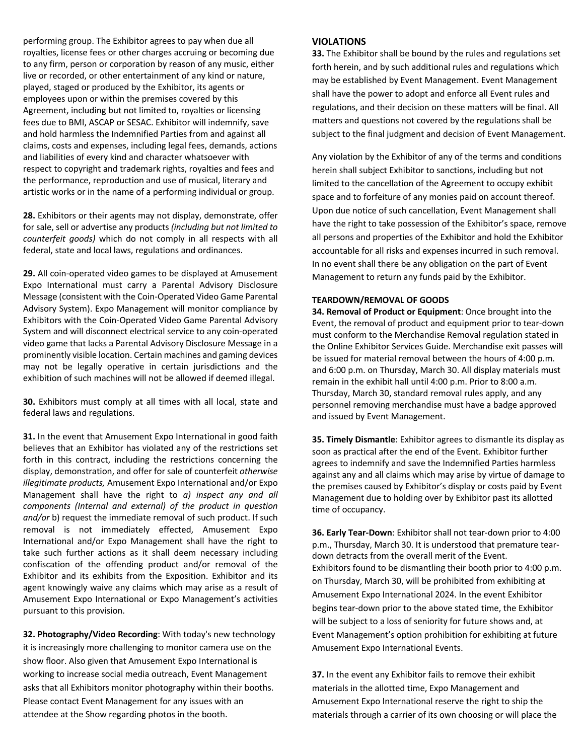performing group. The Exhibitor agrees to pay when due all royalties, license fees or other charges accruing or becoming due to any firm, person or corporation by reason of any music, either live or recorded, or other entertainment of any kind or nature, played, staged or produced by the Exhibitor, its agents or employees upon or within the premises covered by this Agreement, including but not limited to, royalties or licensing fees due to BMI, ASCAP or SESAC. Exhibitor will indemnify, save and hold harmless the Indemnified Parties from and against all claims, costs and expenses, including legal fees, demands, actions and liabilities of every kind and character whatsoever with respect to copyright and trademark rights, royalties and fees and the performance, reproduction and use of musical, literary and artistic works or in the name of a performing individual or group.

**28.** Exhibitors or their agents may not display, demonstrate, offer for sale, sell or advertise any products *(including but not limited to counterfeit goods)* which do not comply in all respects with all federal, state and local laws, regulations and ordinances.

**29.** All coin-operated video games to be displayed at Amusement Expo International must carry a Parental Advisory Disclosure Message (consistent with the Coin-Operated Video Game Parental Advisory System). Expo Management will monitor compliance by Exhibitors with the Coin-Operated Video Game Parental Advisory System and will disconnect electrical service to any coin-operated video game that lacks a Parental Advisory Disclosure Message in a prominently visible location. Certain machines and gaming devices may not be legally operative in certain jurisdictions and the exhibition of such machines will not be allowed if deemed illegal.

**30.** Exhibitors must comply at all times with all local, state and federal laws and regulations.

**31.** In the event that Amusement Expo International in good faith believes that an Exhibitor has violated any of the restrictions set forth in this contract, including the restrictions concerning the display, demonstration, and offer for sale of counterfeit *otherwise illegitimate products,* Amusement Expo International and/or Expo Management shall have the right to *a) inspect any and all components (Internal and external) of the product in question and/or* b) request the immediate removal of such product. If such removal is not immediately effected, Amusement Expo International and/or Expo Management shall have the right to take such further actions as it shall deem necessary including confiscation of the offending product and/or removal of the Exhibitor and its exhibits from the Exposition. Exhibitor and its agent knowingly waive any claims which may arise as a result of Amusement Expo International or Expo Management's activities pursuant to this provision.

**32. Photography/Video Recording**: With today's new technology it is increasingly more challenging to monitor camera use on the show floor. Also given that Amusement Expo International is working to increase social media outreach, Event Management asks that all Exhibitors monitor photography within their booths. Please contact Event Management for any issues with an attendee at the Show regarding photos in the booth.

## VIOLATIONS

**33.** The Exhibitor shall be bound by the rules and regulations set forth herein, and by such additional rules and regulations which may be established by Event Management. Event Management shall have the power to adopt and enforce all Event rules and regulations, and their decision on these matters will be final. All matters and questions not covered by the regulations shall be subject to the final judgment and decision of Event Management.

Any violation by the Exhibitor of any of the terms and conditions herein shall subject Exhibitor to sanctions, including but not limited to the cancellation of the Agreement to occupy exhibit space and to forfeiture of any monies paid on account thereof. Upon due notice of such cancellation, Event Management shall have the right to take possession of the Exhibitor's space, remove all persons and properties of the Exhibitor and hold the Exhibitor accountable for all risks and expenses incurred in such removal. In no event shall there be any obligation on the part of Event Management to return any funds paid by the Exhibitor.

## TEARDOWN/REMOVAL OF GOODS

**34. Removal of Product or Equipment**: Once brought into the Event, the removal of product and equipment prior to tear-down must conform to the Merchandise Removal regulation stated in the Online Exhibitor Services Guide. Merchandise exit passes will be issued for material removal between the hours of 4:00 p.m. and 6:00 p.m. on Thursday, March 30. All display materials must remain in the exhibit hall until 4:00 p.m. Prior to 8:00 a.m. Thursday, March 30, standard removal rules apply, and any personnel removing merchandise must have a badge approved and issued by Event Management.

**35. Timely Dismantle**: Exhibitor agrees to dismantle its display as soon as practical after the end of the Event. Exhibitor further agrees to indemnify and save the Indemnified Parties harmless against any and all claims which may arise by virtue of damage to the premises caused by Exhibitor's display or costs paid by Event Management due to holding over by Exhibitor past its allotted time of occupancy.

**36. Early Tear-Down**: Exhibitor shall not tear-down prior to 4:00 p.m., Thursday, March 30. It is understood that premature tear-down detracts from the overall merit of the Event. Exhibitors found to be dismantling their booth prior to 4:00 p.m. on Thursday, March 30, will be prohibited from exhibiting at Amusement Expo International 2024. In the event Exhibitor begins tear-down prior to the above stated time, the Exhibitor will be subject to a loss of seniority for future shows and, at Event Management's option prohibition for exhibiting at future Amusement Expo International Events.

**37.** In the event any Exhibitor fails to remove their exhibit materials in the allotted time, Expo Management and Amusement Expo International reserve the right to ship the materials through a carrier of its own choosing or will place the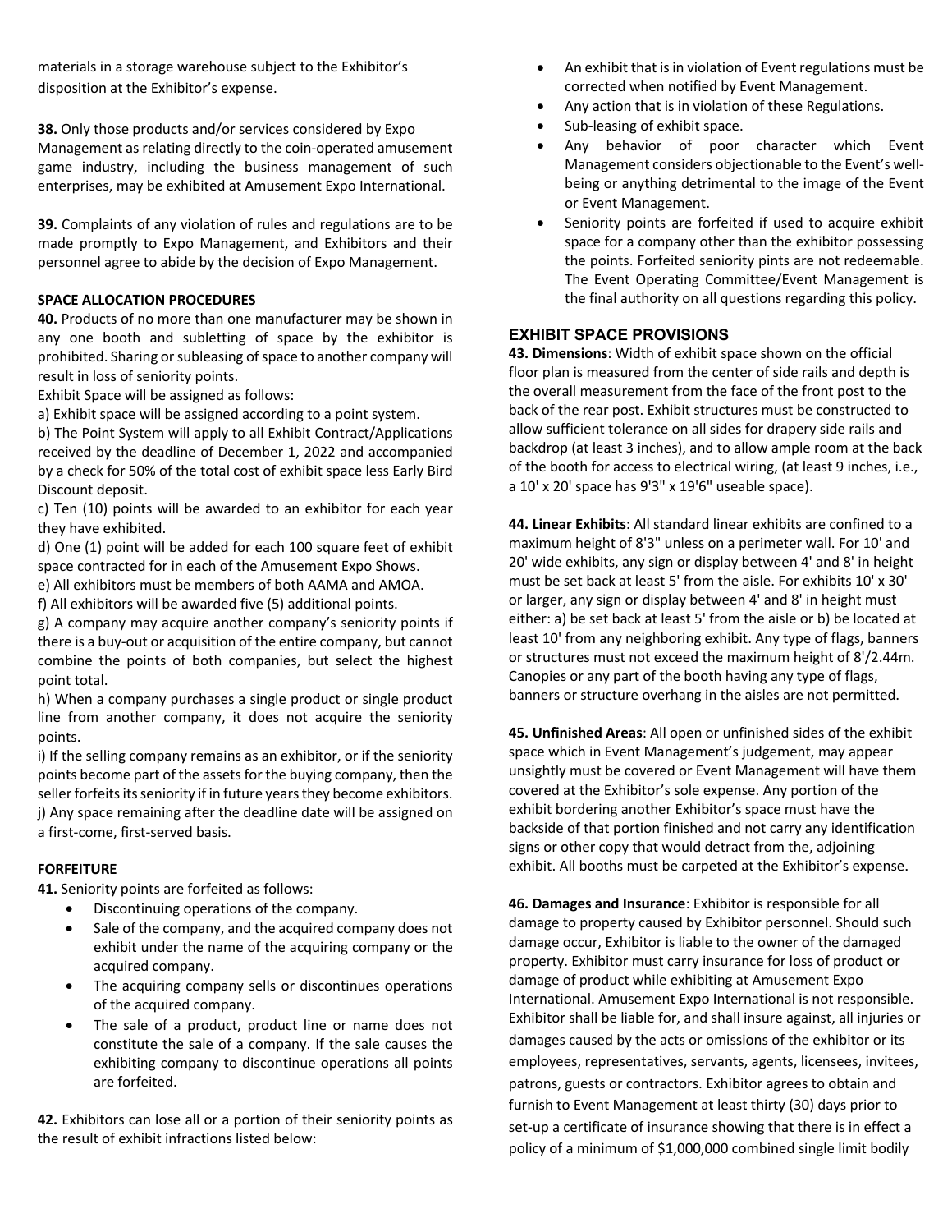materials in a storage warehouse subject to the Exhibitor's disposition at the Exhibitor's expense.

**38.** Only those products and/or services considered by Expo Management as relating directly to the coin-operated amusement game industry, including the business management of such enterprises, may be exhibited at Amusement Expo International.

**39.** Complaints of any violation of rules and regulations are to be made promptly to Expo Management, and Exhibitors and their personnel agree to abide by the decision of Expo Management.

**SPACE ALLOCATION PROCEDURES**

**40.** Products of no more than one manufacturer may be shown in any one booth and subletting of space by the exhibitor is prohibited. Sharing or subleasing of space to another company will result in loss of seniority points.

Exhibit Space will be assigned as follows:

a) Exhibit space will be assigned according to a point system.

b) The Point System will apply to all Exhibit Contract/Applications received by the deadline of December 1, 2022 and accompanied by a check for 50% of the total cost of exhibit space less Early Bird Discount deposit.

c) Ten (10) points will be awarded to an exhibitor for each year they have exhibited.

d) One (1) point will be added for each 100 square feet of exhibit space contracted for in each of the Amusement Expo Shows.

e) All exhibitors must be members of both AAMA and AMOA.

f) All exhibitors will be awarded five (5) additional points.

g) A company may acquire another company's seniority points if there is a buy-out or acquisition of the entire company, but cannot combine the points of both companies, but select the highest point total.

h) When a company purchases a single product or single product line from another company, it does not acquire the seniority points.

i) If the selling company remains as an exhibitor, or if the seniority points become part of the assets for the buying company, then the seller forfeits its seniority if in future years they become exhibitors.

j) Any space remaining after the deadline date will be assigned on a first-come, first-served basis.

**FORFEITURE**

**41.** Seniority points are forfeited as follows:

- Discontinuing operations of the company.
- Sale of the company, and the acquired company does not exhibit under the name of the acquiring company or the acquired company.
- The acquiring company sells or discontinues operations of the acquired company.
- The sale of a product, product line or name does not constitute the sale of a company. If the sale causes the exhibiting company to discontinue operations all points are forfeited.

**42.** Exhibitors can lose all or a portion of their seniority points as the result of exhibit infractions listed below:

- An exhibit that is in violation of Event regulations must be corrected when notified by Event Management.
- Any action that is in violation of these Regulations.
- Sub-leasing of exhibit space.
- Any behavior of poor character which Event Management considers objectionable to the Event's well-being or anything detrimental to the image of the Event or Event Management.
- Seniority points are forfeited if used to acquire exhibit space for a company other than the exhibitor possessing the points. Forfeited seniority pints are not redeemable. The Event Operating Committee/Event Management is the final authority on all questions regarding this policy.

## EXHIBIT SPACE PROVISIONS

**43. Dimensions**: Width of exhibit space shown on the official floor plan is measured from the center of side rails and depth is the overall measurement from the face of the front post to the back of the rear post. Exhibit structures must be constructed to allow sufficient tolerance on all sides for drapery side rails and backdrop (at least 3 inches), and to allow ample room at the back of the booth for access to electrical wiring, (at least 9 inches, i.e., a 10' x 20' space has 9'3" x 19'6" useable space).

**44. Linear Exhibits**: All standard linear exhibits are confined to a maximum height of 8'3" unless on a perimeter wall. For 10' and 20' wide exhibits, any sign or display between 4' and 8' in height must be set back at least 5' from the aisle. For exhibits 10' x 30' or larger, any sign or display between 4' and 8' in height must either: a) be set back at least 5' from the aisle or b) be located at least 10' from any neighboring exhibit. Any type of flags, banners or structures must not exceed the maximum height of 8'/2.44m. Canopies or any part of the booth having any type of flags, banners or structure overhang in the aisles are not permitted.

**45. Unfinished Areas**: All open or unfinished sides of the exhibit space which in Event Management's judgement, may appear unsightly must be covered or Event Management will have them covered at the Exhibitor's sole expense. Any portion of the exhibit bordering another Exhibitor's space must have the backside of that portion finished and not carry any identification signs or other copy that would detract from the, adjoining exhibit. All booths must be carpeted at the Exhibitor's expense.

**46. Damages and Insurance**: Exhibitor is responsible for all damage to property caused by Exhibitor personnel. Should such damage occur, Exhibitor is liable to the owner of the damaged property. Exhibitor must carry insurance for loss of product or damage of product while exhibiting at Amusement Expo International. Amusement Expo International is not responsible. Exhibitor shall be liable for, and shall insure against, all injuries or damages caused by the acts or omissions of the exhibitor or its employees, representatives, servants, agents, licensees, invitees, patrons, guests or contractors. Exhibitor agrees to obtain and furnish to Event Management at least thirty (30) days prior to set-up a certificate of insurance showing that there is in effect a policy of a minimum of $1,000,000 combined single limit bodily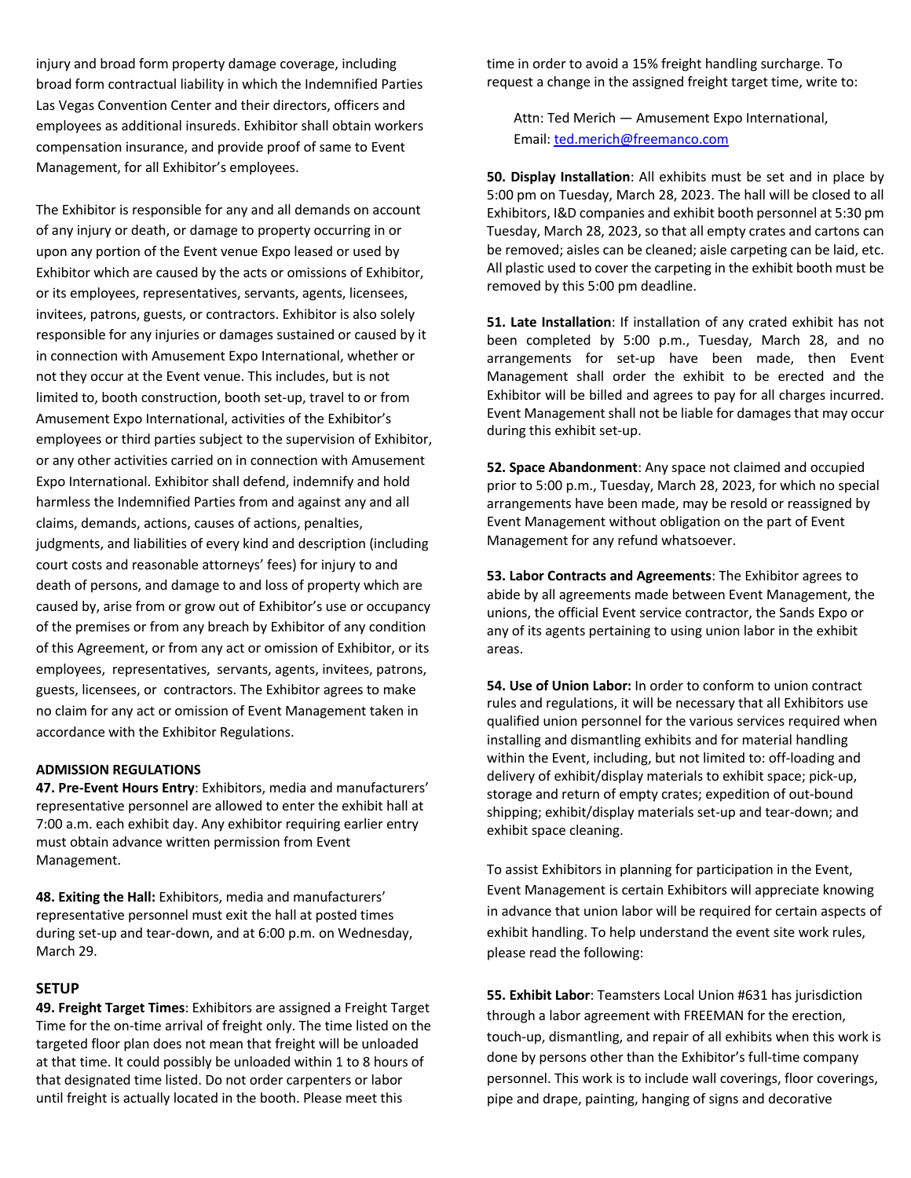injury and broad form property damage coverage, including broad form contractual liability in which the Indemnified Parties Las Vegas Convention Center and their directors, officers and employees as additional insureds. Exhibitor shall obtain workers compensation insurance, and provide proof of same to Event Management, for all Exhibitor's employees.

The Exhibitor is responsible for any and all demands on account of any injury or death, or damage to property occurring in or upon any portion of the Event venue Expo leased or used by Exhibitor which are caused by the acts or omissions of Exhibitor, or its employees, representatives, servants, agents, licensees, invitees, patrons, guests, or contractors. Exhibitor is also solely responsible for any injuries or damages sustained or caused by it in connection with Amusement Expo International, whether or not they occur at the Event venue. This includes, but is not limited to, booth construction, booth set-up, travel to or from Amusement Expo International, activities of the Exhibitor's employees or third parties subject to the supervision of Exhibitor, or any other activities carried on in connection with Amusement Expo International. Exhibitor shall defend, indemnify and hold harmless the Indemnified Parties from and against any and all claims, demands, actions, causes of actions, penalties, judgments, and liabilities of every kind and description (including court costs and reasonable attorneys' fees) for injury to and death of persons, and damage to and loss of property which are caused by, arise from or grow out of Exhibitor's use or occupancy of the premises or from any breach by Exhibitor of any condition of this Agreement, or from any act or omission of Exhibitor, or its employees, representatives, servants, agents, invitees, patrons, guests, licensees, or contractors. The Exhibitor agrees to make no claim for any act or omission of Event Management taken in accordance with the Exhibitor Regulations.

**ADMISSION REGULATIONS**

**47. Pre-Event Hours Entry**: Exhibitors, media and manufacturers' representative personnel are allowed to enter the exhibit hall at 7:00 a.m. each exhibit day. Any exhibitor requiring earlier entry must obtain advance written permission from Event Management.

**48. Exiting the Hall:** Exhibitors, media and manufacturers' representative personnel must exit the hall at posted times during set-up and tear-down, and at 6:00 p.m. on Wednesday, March 29.

**SETUP**

**49. Freight Target Times**: Exhibitors are assigned a Freight Target Time for the on-time arrival of freight only. The time listed on the targeted floor plan does not mean that freight will be unloaded at that time. It could possibly be unloaded within 1 to 8 hours of that designated time listed. Do not order carpenters or labor until freight is actually located in the booth. Please meet this time in order to avoid a 15% freight handling surcharge. To request a change in the assigned freight target time, write to:

> Attn: Ted Merich — Amusement Expo International,
> Email: ted.merich@freemanco.com

**50. Display Installation**: All exhibits must be set and in place by 5:00 pm on Tuesday, March 28, 2023. The hall will be closed to all Exhibitors, I&D companies and exhibit booth personnel at 5:30 pm Tuesday, March 28, 2023, so that all empty crates and cartons can be removed; aisles can be cleaned; aisle carpeting can be laid, etc. All plastic used to cover the carpeting in the exhibit booth must be removed by this 5:00 pm deadline.

**51. Late Installation**: If installation of any crated exhibit has not been completed by 5:00 p.m., Tuesday, March 28, and no arrangements for set-up have been made, then Event Management shall order the exhibit to be erected and the Exhibitor will be billed and agrees to pay for all charges incurred. Event Management shall not be liable for damages that may occur during this exhibit set-up.

**52. Space Abandonment**: Any space not claimed and occupied prior to 5:00 p.m., Tuesday, March 28, 2023, for which no special arrangements have been made, may be resold or reassigned by Event Management without obligation on the part of Event Management for any refund whatsoever.

**53. Labor Contracts and Agreements**: The Exhibitor agrees to abide by all agreements made between Event Management, the unions, the official Event service contractor, the Sands Expo or any of its agents pertaining to using union labor in the exhibit areas.

**54. Use of Union Labor:** In order to conform to union contract rules and regulations, it will be necessary that all Exhibitors use qualified union personnel for the various services required when installing and dismantling exhibits and for material handling within the Event, including, but not limited to: off-loading and delivery of exhibit/display materials to exhibit space; pick-up, storage and return of empty crates; expedition of out-bound shipping; exhibit/display materials set-up and tear-down; and exhibit space cleaning.

To assist Exhibitors in planning for participation in the Event, Event Management is certain Exhibitors will appreciate knowing in advance that union labor will be required for certain aspects of exhibit handling. To help understand the event site work rules, please read the following:

**55. Exhibit Labor**: Teamsters Local Union #631 has jurisdiction through a labor agreement with FREEMAN for the erection, touch-up, dismantling, and repair of all exhibits when this work is done by persons other than the Exhibitor's full-time company personnel. This work is to include wall coverings, floor coverings, pipe and drape, painting, hanging of signs and decorative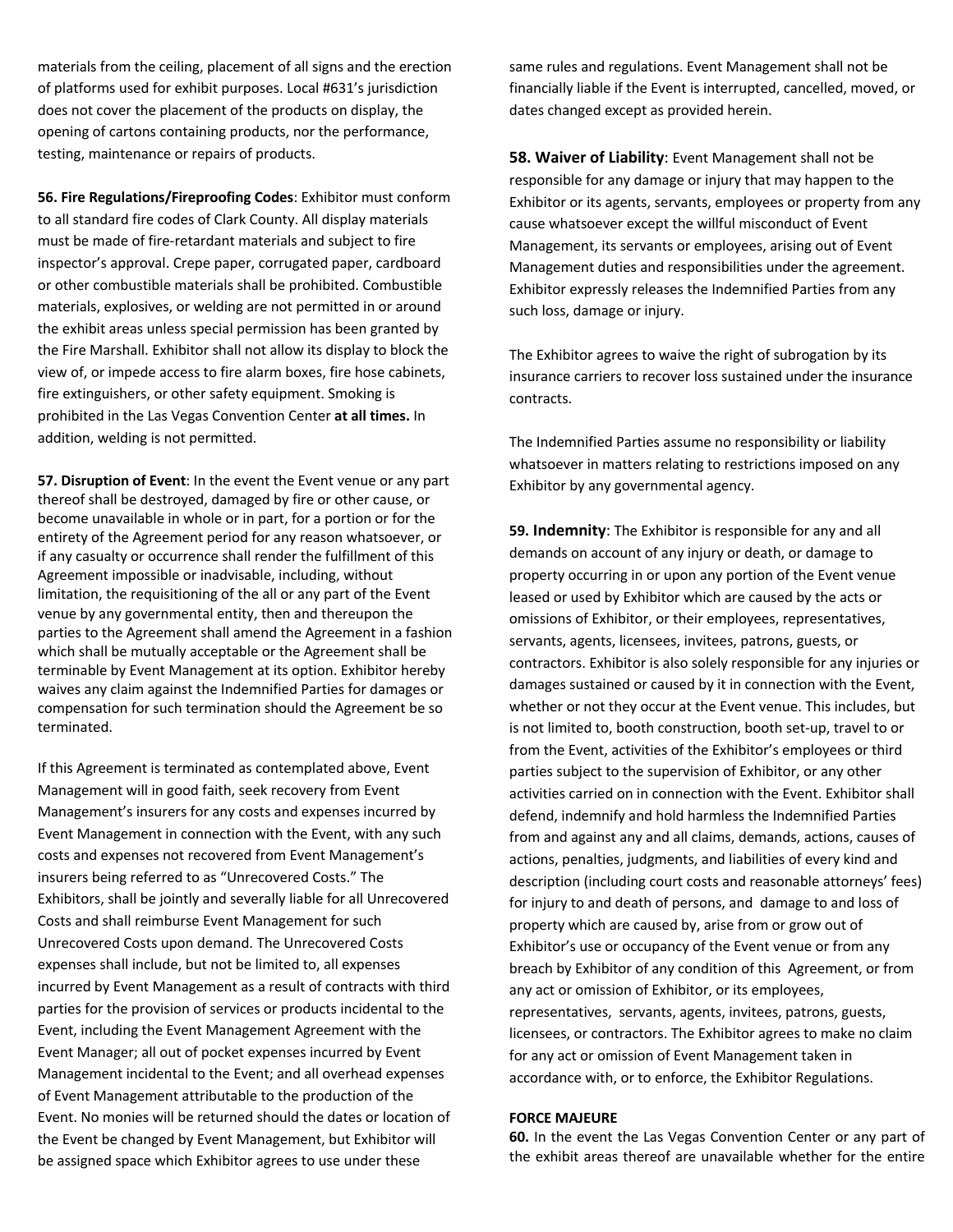materials from the ceiling, placement of all signs and the erection of platforms used for exhibit purposes. Local #631's jurisdiction does not cover the placement of the products on display, the opening of cartons containing products, nor the performance, testing, maintenance or repairs of products.

**56. Fire Regulations/Fireproofing Codes**: Exhibitor must conform to all standard fire codes of Clark County. All display materials must be made of fire-retardant materials and subject to fire inspector's approval. Crepe paper, corrugated paper, cardboard or other combustible materials shall be prohibited. Combustible materials, explosives, or welding are not permitted in or around the exhibit areas unless special permission has been granted by the Fire Marshall. Exhibitor shall not allow its display to block the view of, or impede access to fire alarm boxes, fire hose cabinets, fire extinguishers, or other safety equipment. Smoking is prohibited in the Las Vegas Convention Center **at all times.** In addition, welding is not permitted.

**57. Disruption of Event**: In the event the Event venue or any part thereof shall be destroyed, damaged by fire or other cause, or become unavailable in whole or in part, for a portion or for the entirety of the Agreement period for any reason whatsoever, or if any casualty or occurrence shall render the fulfillment of this Agreement impossible or inadvisable, including, without limitation, the requisitioning of the all or any part of the Event venue by any governmental entity, then and thereupon the parties to the Agreement shall amend the Agreement in a fashion which shall be mutually acceptable or the Agreement shall be terminable by Event Management at its option. Exhibitor hereby waives any claim against the Indemnified Parties for damages or compensation for such termination should the Agreement be so terminated.

If this Agreement is terminated as contemplated above, Event Management will in good faith, seek recovery from Event Management's insurers for any costs and expenses incurred by Event Management in connection with the Event, with any such costs and expenses not recovered from Event Management's insurers being referred to as "Unrecovered Costs." The Exhibitors, shall be jointly and severally liable for all Unrecovered Costs and shall reimburse Event Management for such Unrecovered Costs upon demand. The Unrecovered Costs expenses shall include, but not be limited to, all expenses incurred by Event Management as a result of contracts with third parties for the provision of services or products incidental to the Event, including the Event Management Agreement with the Event Manager; all out of pocket expenses incurred by Event Management incidental to the Event; and all overhead expenses of Event Management attributable to the production of the Event. No monies will be returned should the dates or location of the Event be changed by Event Management, but Exhibitor will be assigned space which Exhibitor agrees to use under these same rules and regulations. Event Management shall not be financially liable if the Event is interrupted, cancelled, moved, or dates changed except as provided herein.

**58. Waiver of Liability**: Event Management shall not be responsible for any damage or injury that may happen to the Exhibitor or its agents, servants, employees or property from any cause whatsoever except the willful misconduct of Event Management, its servants or employees, arising out of Event Management duties and responsibilities under the agreement. Exhibitor expressly releases the Indemnified Parties from any such loss, damage or injury.

The Exhibitor agrees to waive the right of subrogation by its insurance carriers to recover loss sustained under the insurance contracts.

The Indemnified Parties assume no responsibility or liability whatsoever in matters relating to restrictions imposed on any Exhibitor by any governmental agency.

**59. Indemnity**: The Exhibitor is responsible for any and all demands on account of any injury or death, or damage to property occurring in or upon any portion of the Event venue leased or used by Exhibitor which are caused by the acts or omissions of Exhibitor, or their employees, representatives, servants, agents, licensees, invitees, patrons, guests, or contractors. Exhibitor is also solely responsible for any injuries or damages sustained or caused by it in connection with the Event, whether or not they occur at the Event venue. This includes, but is not limited to, booth construction, booth set-up, travel to or from the Event, activities of the Exhibitor's employees or third parties subject to the supervision of Exhibitor, or any other activities carried on in connection with the Event. Exhibitor shall defend, indemnify and hold harmless the Indemnified Parties from and against any and all claims, demands, actions, causes of actions, penalties, judgments, and liabilities of every kind and description (including court costs and reasonable attorneys' fees) for injury to and death of persons, and damage to and loss of property which are caused by, arise from or grow out of Exhibitor's use or occupancy of the Event venue or from any breach by Exhibitor of any condition of this Agreement, or from any act or omission of Exhibitor, or its employees, representatives, servants, agents, invitees, patrons, guests, licensees, or contractors. The Exhibitor agrees to make no claim for any act or omission of Event Management taken in accordance with, or to enforce, the Exhibitor Regulations.

**FORCE MAJEURE**

**60.** In the event the Las Vegas Convention Center or any part of the exhibit areas thereof are unavailable whether for the entire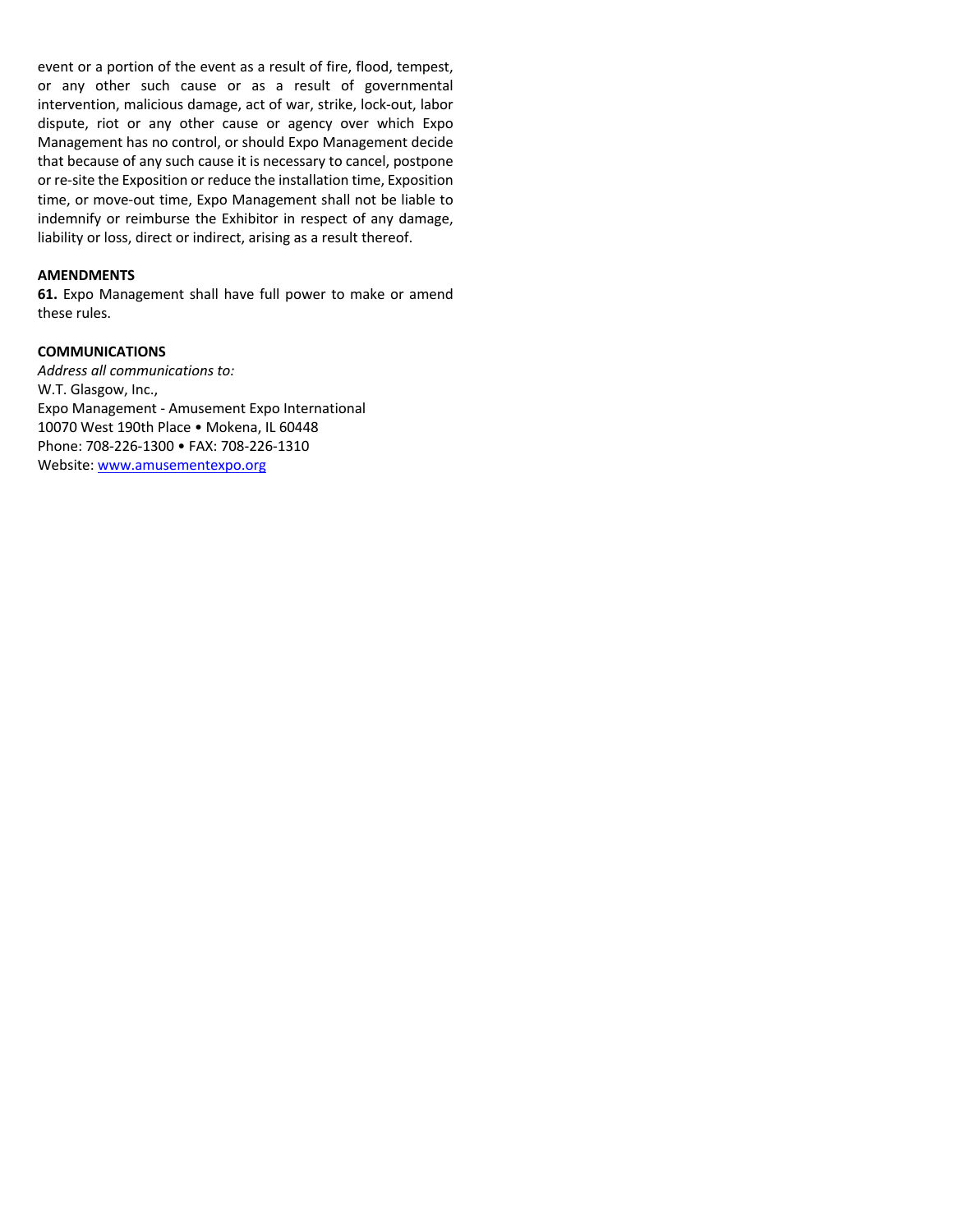event or a portion of the event as a result of fire, flood, tempest, or any other such cause or as a result of governmental intervention, malicious damage, act of war, strike, lock-out, labor dispute, riot or any other cause or agency over which Expo Management has no control, or should Expo Management decide that because of any such cause it is necessary to cancel, postpone or re-site the Exposition or reduce the installation time, Exposition time, or move-out time, Expo Management shall not be liable to indemnify or reimburse the Exhibitor in respect of any damage, liability or loss, direct or indirect, arising as a result thereof.

**AMENDMENTS**

**61.** Expo Management shall have full power to make or amend these rules.

**COMMUNICATIONS**

*Address all communications to:*
W.T. Glasgow, Inc.,
Expo Management - Amusement Expo International
10070 West 190th Place • Mokena, IL 60448
Phone: 708-226-1300 • FAX: 708-226-1310
Website: [www.amusementexpo.org](http://www.amusementexpo.org)